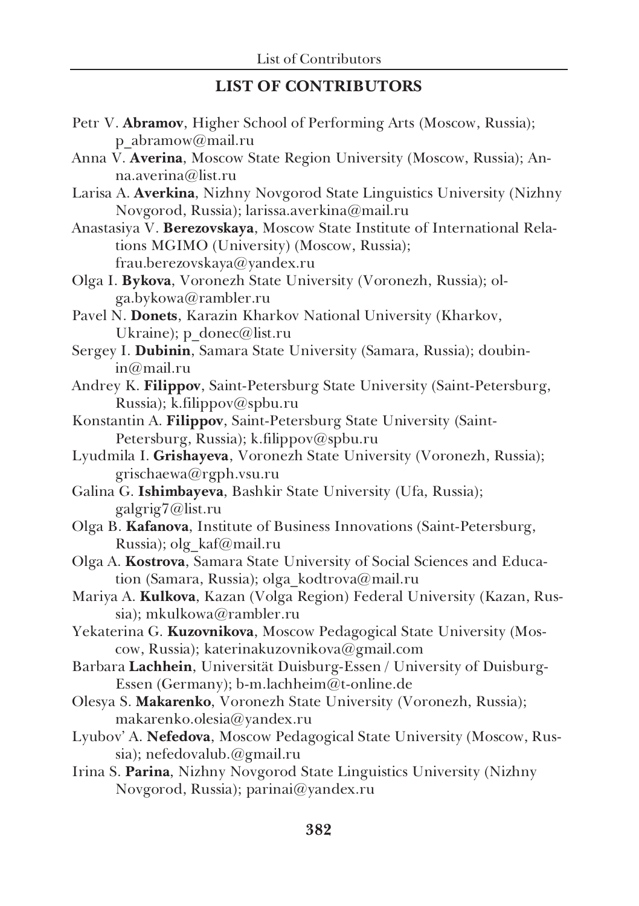## LIST OF CONTRIBUTORS

Petr V. **Abramov**, Higher School of Performing Arts (Moscow, Russia); p_abramow@mail.ru

Anna V. **Averina**, Moscow State Region University (Moscow, Russia); Anna.averina@list.ru

Larisa A. **Averkina**, Nizhny Novgorod State Linguistics University (Nizhny Novgorod, Russia); larissa.averkina@mail.ru

Anastasiya V. **Berezovskaya**, Moscow State Institute of International Relations MGIMO (University) (Moscow, Russia); frau.berezovskaya@yandex.ru

Olga I. **Bykova**, Voronezh State University (Voronezh, Russia); olga.bykowa@rambler.ru

Pavel N. **Donets**, Karazin Kharkov National University (Kharkov, Ukraine); p_donec@list.ru

Sergey I. **Dubinin**, Samara State University (Samara, Russia); doubinin@mail.ru

Andrey K. **Filippov**, Saint-Petersburg State University (Saint-Petersburg, Russia); k.filippov@spbu.ru

Konstantin A. **Filippov**, Saint-Petersburg State University (Saint-Petersburg, Russia); k.filippov@spbu.ru

Lyudmila I. **Grishayeva**, Voronezh State University (Voronezh, Russia); grischaewa@rgph.vsu.ru

Galina G. **Ishimbayeva**, Bashkir State University (Ufa, Russia); galgrig7@list.ru

Olga B. **Kafanova**, Institute of Business Innovations (Saint-Petersburg, Russia); olg_kaf@mail.ru

Olga A. **Kostrova**, Samara State University of Social Sciences and Education (Samara, Russia); olga_kodtrova@mail.ru

Mariya A. **Kulkova**, Kazan (Volga Region) Federal University (Kazan, Russia); mkulkowa@rambler.ru

Yekaterina G. **Kuzovnikova**, Moscow Pedagogical State University (Moscow, Russia); katerinakuzovnikova@gmail.com

Barbara **Lachhein**, Universität Duisburg-Essen / University of Duisburg-Essen (Germany); b-m.lachheim@t-online.de

Olesya S. **Makarenko**, Voronezh State University (Voronezh, Russia); makarenko.olesia@yandex.ru

Lyubov' A. **Nefedova**, Moscow Pedagogical State University (Moscow, Russia); nefedovalub.@gmail.ru

Irina S. **Parina**, Nizhny Novgorod State Linguistics University (Nizhny Novgorod, Russia); parinai@yandex.ru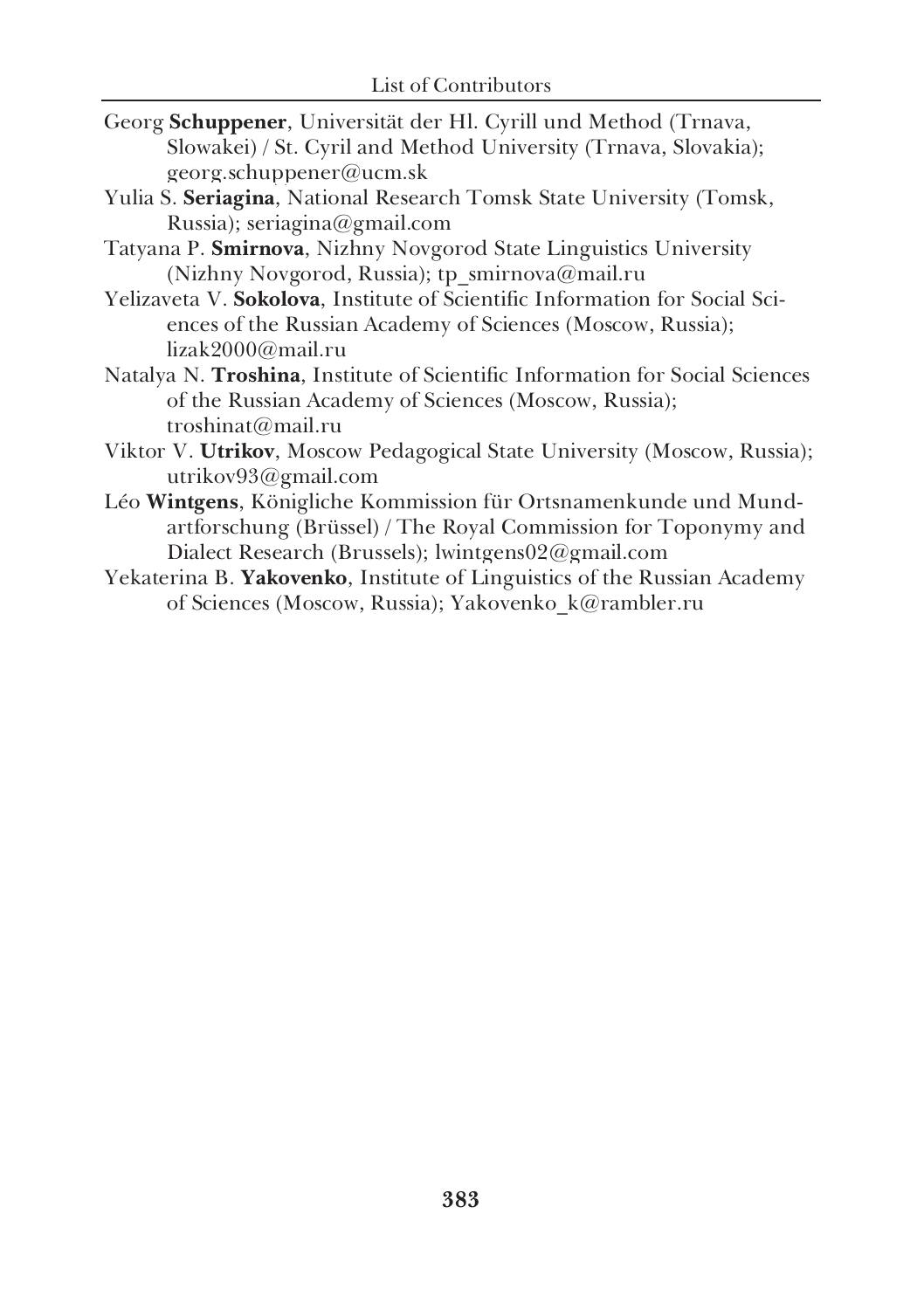Georg **Schuppener**, Universität der Hl. Cyrill und Method (Trnava, Slowakei) / St. Cyril and Method University (Trnava, Slovakia); georg.schuppener@ucm.sk

Yulia S. **Seriagina**, National Research Tomsk State University (Tomsk, Russia); seriagina@gmail.com

Tatyana P. **Smirnova**, Nizhny Novgorod State Linguistics University (Nizhny Novgorod, Russia); tp_smirnova@mail.ru

Yelizaveta V. **Sokolova**, Institute of Scientific Information for Social Sciences of the Russian Academy of Sciences (Moscow, Russia); lizak2000@mail.ru

Natalya N. **Troshina**, Institute of Scientific Information for Social Sciences of the Russian Academy of Sciences (Moscow, Russia); troshinat@mail.ru

Viktor V. **Utrikov**, Moscow Pedagogical State University (Moscow, Russia); utrikov93@gmail.com

Léo **Wintgens**, Königliche Kommission für Ortsnamenkunde und Mundartforschung (Brüssel) / The Royal Commission for Toponymy and Dialect Research (Brussels); lwintgens02@gmail.com

Yekaterina B. **Yakovenko**, Institute of Linguistics of the Russian Academy of Sciences (Moscow, Russia); Yakovenko_k@rambler.ru